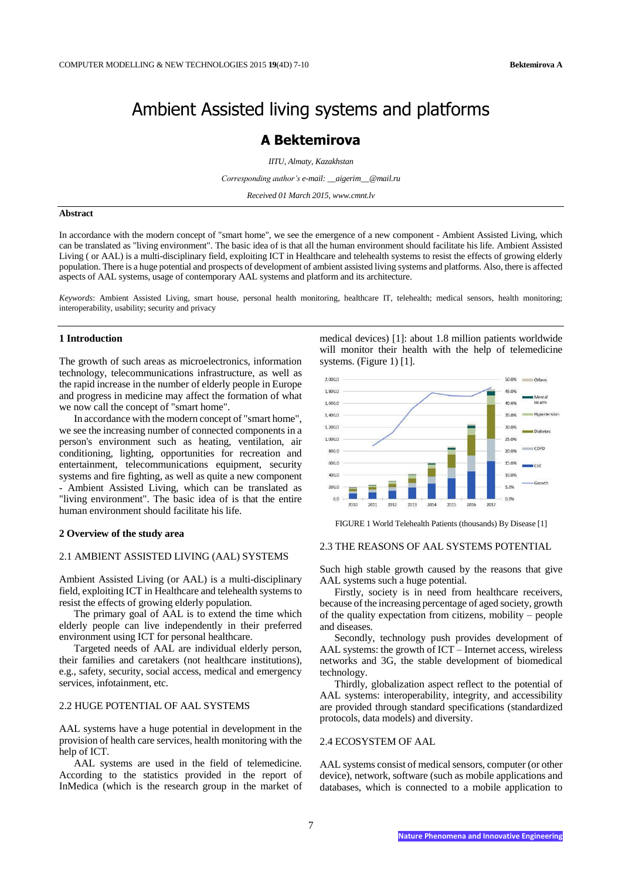# Ambient Assisted living systems and platforms

## A Bektemirova

*IITU, Almaty, Kazakhstan*

*Corresponding author's e-mail: __aigerim__@mail.ru*

*Received 01 March 2015, www.cmnt.lv*

**Abstract**

In accordance with the modern concept of "smart home", we see the emergence of a new component - Ambient Assisted Living, which can be translated as "living environment". The basic idea of is that all the human environment should facilitate his life. Ambient Assisted Living ( or AAL) is a multi-disciplinary field, exploiting ICT in Healthcare and telehealth systems to resist the effects of growing elderly population. There is a huge potential and prospects of development of ambient assisted living systems and platforms. Also, there is affected aspects of AAL systems, usage of contemporary AAL systems and platform and its architecture.

*Keywords*: Ambient Assisted Living, smart house, personal health monitoring, healthcare IT, telehealth; medical sensors, health monitoring; interoperability, usability; security and privacy

## 1 Introduction

The growth of such areas as microelectronics, information technology, telecommunications infrastructure, as well as the rapid increase in the number of elderly people in Europe and progress in medicine may affect the formation of what we now call the concept of "smart home".

In accordance with the modern concept of "smart home", we see the increasing number of connected components in a person's environment such as heating, ventilation, air conditioning, lighting, opportunities for recreation and entertainment, telecommunications equipment, security systems and fire fighting, as well as quite a new component - Ambient Assisted Living, which can be translated as "living environment". The basic idea of is that the entire human environment should facilitate his life.

## 2 Overview of the study area

### 2.1 AMBIENT ASSISTED LIVING (AAL) SYSTEMS

Ambient Assisted Living (or AAL) is a multi-disciplinary field, exploiting ICT in Healthcare and telehealth systems to resist the effects of growing elderly population.

The primary goal of AAL is to extend the time which elderly people can live independently in their preferred environment using ICT for personal healthcare.

Targeted needs of AAL are individual elderly person, their families and caretakers (not healthcare institutions), e.g., safety, security, social access, medical and emergency services, infotainment, etc.

### 2.2 HUGE POTENTIAL OF AAL SYSTEMS

AAL systems have a huge potential in development in the provision of health care services, health monitoring with the help of ICT.

AAL systems are used in the field of telemedicine. According to the statistics provided in the report of InMedica (which is the research group in the market of medical devices) [1]: about 1.8 million patients worldwide will monitor their health with the help of telemedicine systems. (Figure 1) [1].

FIGURE 1 World Telehealth Patients (thousands) By Disease [1]

### 2.3 THE REASONS OF AAL SYSTEMS POTENTIAL

Such high stable growth caused by the reasons that give AAL systems such a huge potential.

Firstly, society is in need from healthcare receivers, because of the increasing percentage of aged society, growth of the quality expectation from citizens, mobility – people and diseases.

Secondly, technology push provides development of AAL systems: the growth of ICT – Internet access, wireless networks and 3G, the stable development of biomedical technology.

Thirdly, globalization aspect reflect to the potential of AAL systems: interoperability, integrity, and accessibility are provided through standard specifications (standardized protocols, data models) and diversity.

### 2.4 ECOSYSTEM OF AAL

AAL systems consist of medical sensors, computer (or other device), network, software (such as mobile applications and databases, which is connected to a mobile application to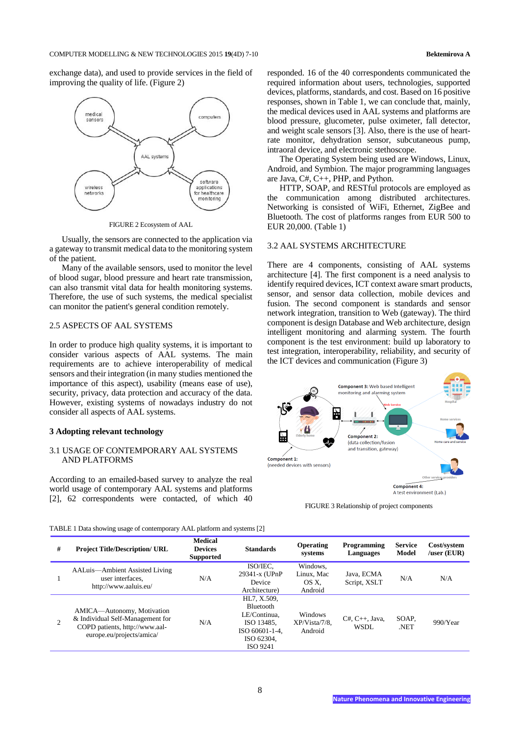exchange data), and used to provide services in the field of improving the quality of life. (Figure 2)

FIGURE 2 Ecosystem of AAL

Usually, the sensors are connected to the application via a gateway to transmit medical data to the monitoring system of the patient.

Many of the available sensors, used to monitor the level of blood sugar, blood pressure and heart rate transmission, can also transmit vital data for health monitoring systems. Therefore, the use of such systems, the medical specialist can monitor the patient's general condition remotely.

## 2.5 ASPECTS OF AAL SYSTEMS

In order to produce high quality systems, it is important to consider various aspects of AAL systems. The main requirements are to achieve interoperability of medical sensors and their integration (in many studies mentioned the importance of this aspect), usability (means ease of use), security, privacy, data protection and accuracy of the data. However, existing systems of nowadays industry do not consider all aspects of AAL systems.

# 3 Adopting relevant technology

## 3.1 USAGE OF CONTEMPORARY AAL SYSTEMS AND PLATFORMS

According to an emailed-based survey to analyze the real world usage of contemporary AAL systems and platforms [2], 62 correspondents were contacted, of which 40 responded. 16 of the 40 correspondents communicated the required information about users, technologies, supported devices, platforms, standards, and cost. Based on 16 positive responses, shown in Table 1, we can conclude that, mainly, the medical devices used in AAL systems and platforms are blood pressure, glucometer, pulse oximeter, fall detector, and weight scale sensors [3]. Also, there is the use of heart-rate monitor, dehydration sensor, subcutaneous pump, intraoral device, and electronic stethoscope.

The Operating System being used are Windows, Linux, Android, and Symbion. The major programming languages are Java, C#, C++, PHP, and Python.

HTTP, SOAP, and RESTful protocols are employed as the communication among distributed architectures. Networking is consisted of WiFi, Ethernet, ZigBee and Bluetooth. The cost of platforms ranges from EUR 500 to EUR 20,000. (Table 1)

## 3.2 AAL SYSTEMS ARCHITECTURE

There are 4 components, consisting of AAL systems architecture [4]. The first component is a need analysis to identify required devices, ICT context aware smart products, sensor, and sensor data collection, mobile devices and fusion. The second component is standards and sensor network integration, transition to Web (gateway). The third component is design Database and Web architecture, design intelligent monitoring and alarming system. The fourth component is the test environment: build up laboratory to test integration, interoperability, reliability, and security of the ICT devices and communication (Figure 3)

FIGURE 3 Relationship of project components

TABLE 1 Data showing usage of contemporary AAL platform and systems [2]

| # | Project Title/Description/ URL | Medical Devices Supported | Standards | Operating systems | Programming Languages | Service Model | Cost/system /user (EUR) |
|---|---|---|---|---|---|---|---|
| 1 | AALuis—Ambient Assisted Living user interfaces, http://www.aaluis.eu/ | N/A | ISO/IEC, 29341-x (UPnP Device Architecture) | Windows, Linux, Mac OS X, Android | Java, ECMA Script, XSLT | N/A | N/A |
| 2 | AMICA—Autonomy, Motivation & Individual Self-Management for COPD patients, http://www.aal-europe.eu/projects/amica/ | N/A | HL7, X.509, Bluetooth LE/Continua, ISO 13485, ISO 60601-1-4, ISO 62304, ISO 9241 | Windows XP/Vista/7/8, Android | C#, C++, Java, WSDL | SOAP, .NET | 990/Year |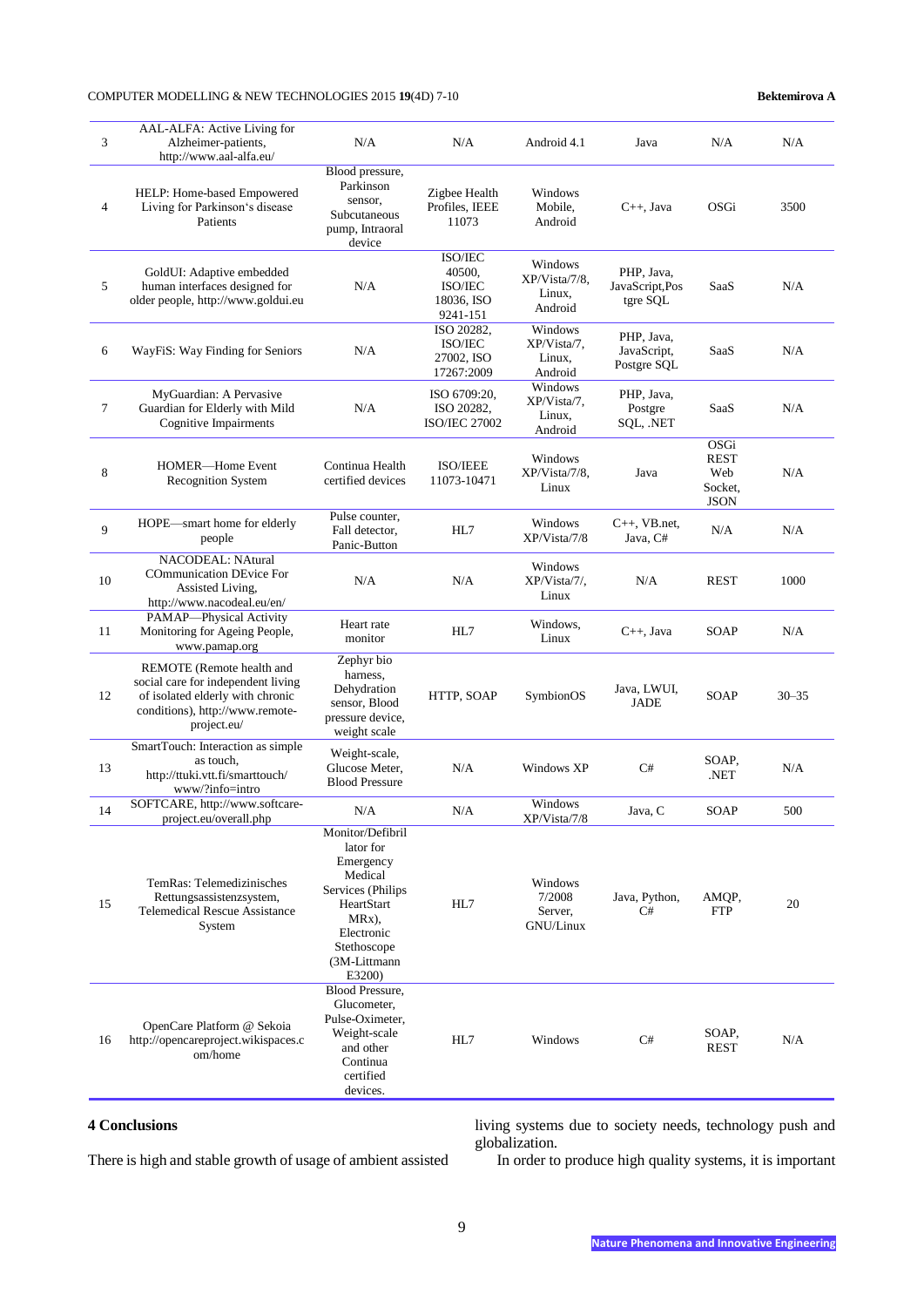| 3 | AAL-ALFA: Active Living for Alzheimer-patients, http://www.aal-alfa.eu/ | N/A | N/A | Android 4.1 | Java | N/A | N/A |
|---|---|---|---|---|---|---|---|
| 4 | HELP: Home-based Empowered Living for Parkinson's disease Patients | Blood pressure, Parkinson sensor, Subcutaneous pump, Intraoral device | Zigbee Health Profiles, IEEE 11073 | Windows Mobile, Android | C++, Java | OSGi | 3500 |
| 5 | GoldUI: Adaptive embedded human interfaces designed for older people, http://www.goldui.eu | N/A | ISO/IEC 40500, ISO/IEC 18036, ISO 9241-151 | Windows XP/Vista/7/8, Linux, Android | PHP, Java, JavaScript,Postgre SQL | SaaS | N/A |
| 6 | WayFiS: Way Finding for Seniors | N/A | ISO 20282, ISO/IEC 27002, ISO 17267:2009 | Windows XP/Vista/7, Linux, Android | PHP, Java, JavaScript, Postgre SQL | SaaS | N/A |
| 7 | MyGuardian: A Pervasive Guardian for Elderly with Mild Cognitive Impairments | N/A | ISO 6709:20, ISO 20282, ISO/IEC 27002 | Windows XP/Vista/7, Linux, Android | PHP, Java, Postgre SQL, .NET | SaaS | N/A |
| 8 | HOMER—Home Event Recognition System | Continua Health certified devices | ISO/IEEE 11073-10471 | Windows XP/Vista/7/8, Linux | Java | OSGi REST Web Socket, JSON | N/A |
| 9 | HOPE—smart home for elderly people | Pulse counter, Fall detector, Panic-Button | HL7 | Windows XP/Vista/7/8 | C++, VB.net, Java, C# | N/A | N/A |
| 10 | NACODEAL: NAtural COmmunication DEvice For Assisted Living, http://www.nacodeal.eu/en/ | N/A | N/A | Windows XP/Vista/7/, Linux | N/A | REST | 1000 |
| 11 | PAMAP—Physical Activity Monitoring for Ageing People, www.pamap.org | Heart rate monitor | HL7 | Windows, Linux | C++, Java | SOAP | N/A |
| 12 | REMOTE (Remote health and social care for independent living of isolated elderly with chronic conditions), http://www.remote-project.eu/ | Zephyr bio harness, Dehydration sensor, Blood pressure device, weight scale | HTTP, SOAP | SymbionOS | Java, LWUI, JADE | SOAP | 30–35 |
| 13 | SmartTouch: Interaction as simple as touch, http://ttuki.vtt.fi/smarttouch/www/?info=intro | Weight-scale, Glucose Meter, Blood Pressure | N/A | Windows XP | C# | SOAP, .NET | N/A |
| 14 | SOFTCARE, http://www.softcare-project.eu/overall.php | N/A | N/A | Windows XP/Vista/7/8 | Java, C | SOAP | 500 |
| 15 | TemRas: Telemedizinisches Rettungsassistenzsystem, Telemedical Rescue Assistance System | Monitor/Defibrillator for Emergency Medical Services (Philips HeartStart MRx), Electronic Stethoscope (3M-Littmann E3200) | HL7 | Windows 7/2008 Server, GNU/Linux | Java, Python, C# | AMQP, FTP | 20 |
| 16 | OpenCare Platform @ Sekoia http://opencareproject.wikispaces.com/home | Blood Pressure, Glucometer, Pulse-Oximeter, Weight-scale and other Continua certified devices. | HL7 | Windows | C# | SOAP, REST | N/A |

## 4 Conclusions

There is high and stable growth of usage of ambient assisted living systems due to society needs, technology push and globalization.

In order to produce high quality systems, it is important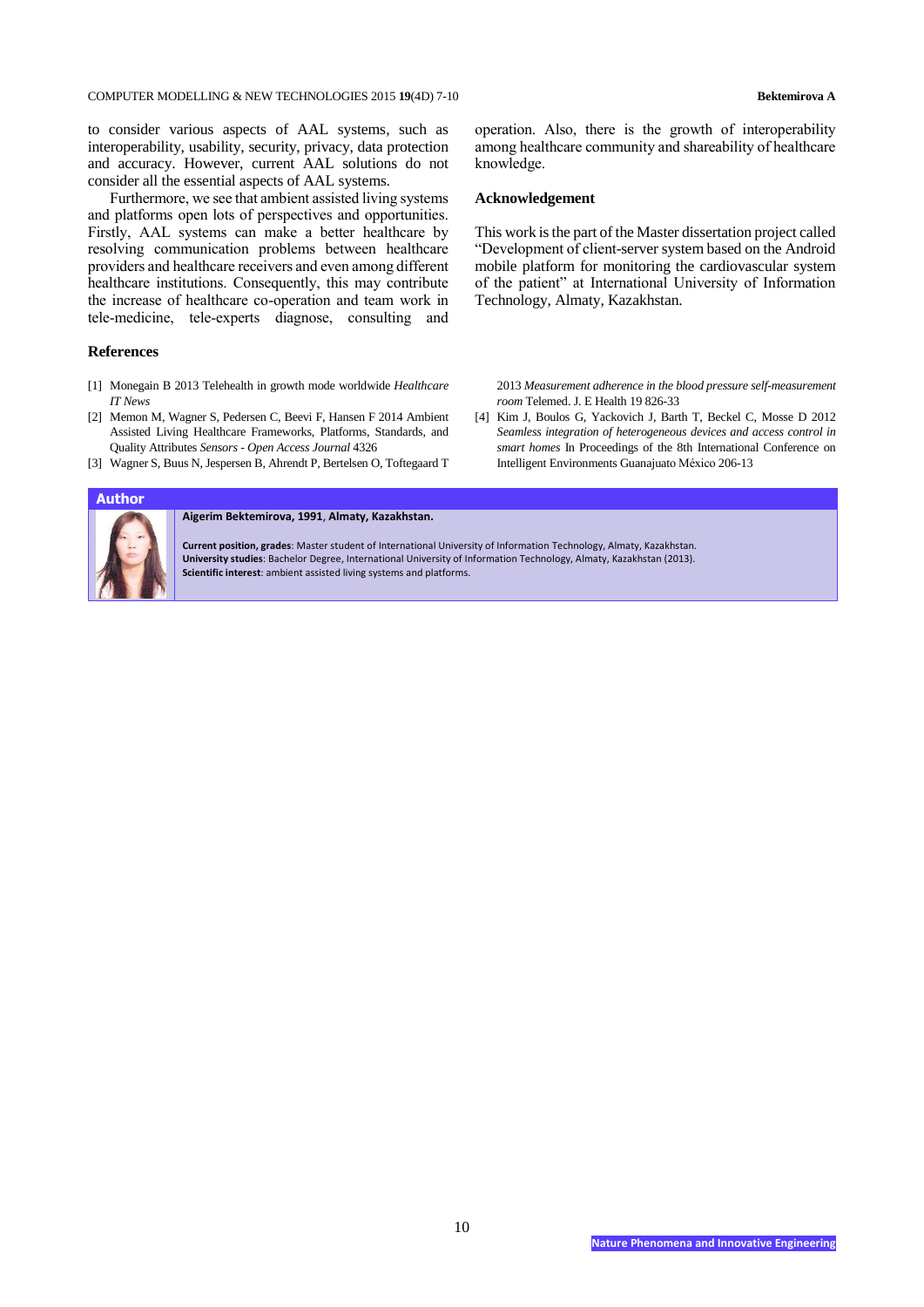to consider various aspects of AAL systems, such as interoperability, usability, security, privacy, data protection and accuracy. However, current AAL solutions do not consider all the essential aspects of AAL systems.

Furthermore, we see that ambient assisted living systems and platforms open lots of perspectives and opportunities. Firstly, AAL systems can make a better healthcare by resolving communication problems between healthcare providers and healthcare receivers and even among different healthcare institutions. Consequently, this may contribute the increase of healthcare co-operation and team work in tele-medicine, tele-experts diagnose, consulting and operation. Also, there is the growth of interoperability among healthcare community and shareability of healthcare knowledge.

## Acknowledgement

This work is the part of the Master dissertation project called "Development of client-server system based on the Android mobile platform for monitoring the cardiovascular system of the patient" at International University of Information Technology, Almaty, Kazakhstan.

## References

[1] Monegain B 2013 Telehealth in growth mode worldwide *Healthcare IT News*

[2] Memon M, Wagner S, Pedersen C, Beevi F, Hansen F 2014 Ambient Assisted Living Healthcare Frameworks, Platforms, Standards, and Quality Attributes *Sensors - Open Access Journal* 4326

[3] Wagner S, Buus N, Jespersen B, Ahrendt P, Bertelsen O, Toftegaard T 2013 *Measurement adherence in the blood pressure self-measurement room* Telemed. J. E Health 19 826-33

[4] Kim J, Boulos G, Yackovich J, Barth T, Beckel C, Mosse D 2012 *Seamless integration of heterogeneous devices and access control in smart homes* In Proceedings of the 8th International Conference on Intelligent Environments Guanajuato México 206-13

## Author

**Aigerim Bektemirova, 1991, Almaty, Kazakhstan.**

**Current position, grades**: Master student of International University of Information Technology, Almaty, Kazakhstan.
**University studies**: Bachelor Degree, International University of Information Technology, Almaty, Kazakhstan (2013).
**Scientific interest**: ambient assisted living systems and platforms.